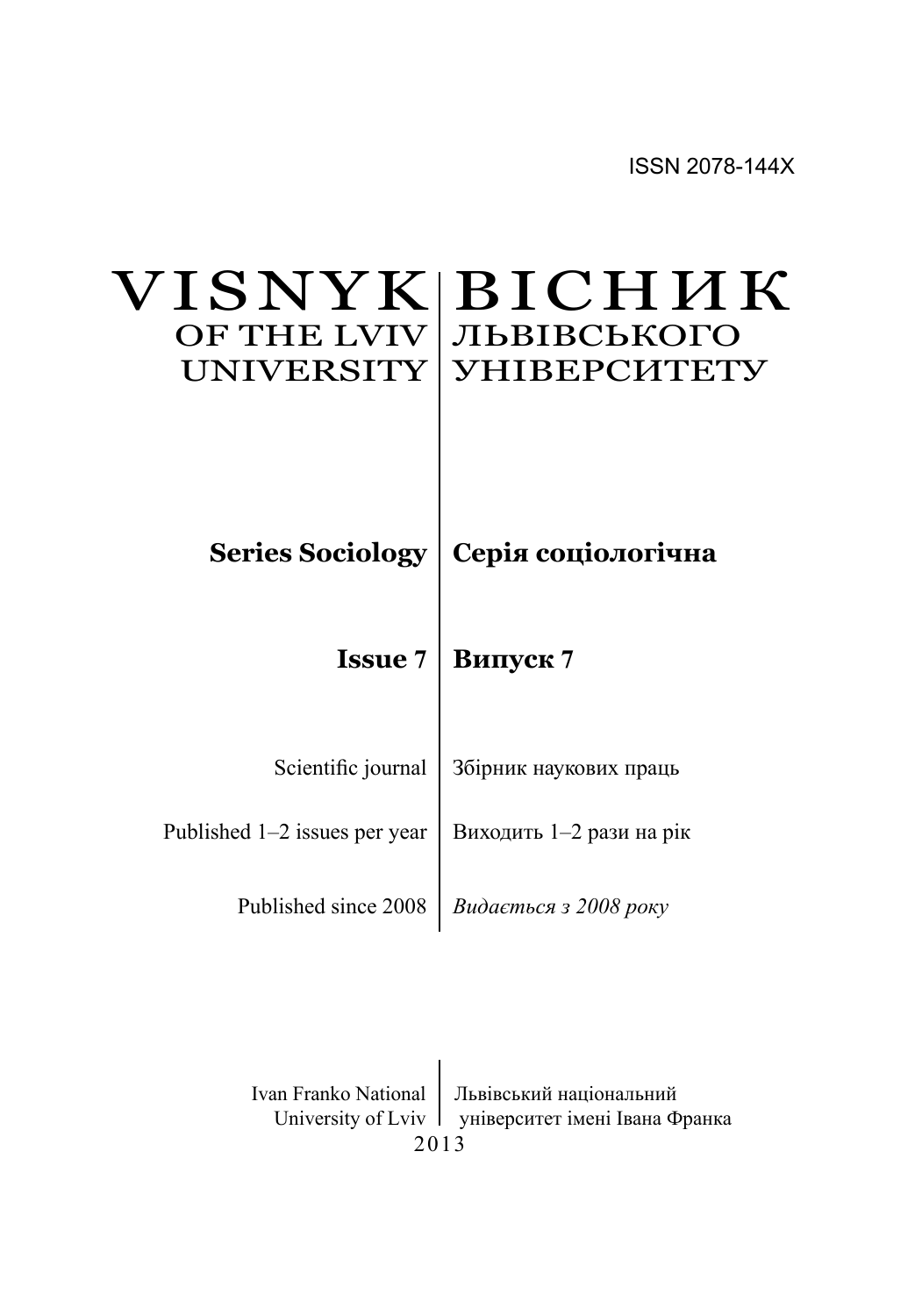ISSN 2078-144X

# VISNYK OF THE LVIV UNIVERSITY

# ВІСНИК ЛЬВІВСЬКОГО УНІВЕРСИТЕТУ

## Series Sociology

## Серія соціологічна

## Issue 7

## Випуск 7

Scientific journal

Збірник наукових праць

Published 1–2 issues per year

Виходить 1–2 рази на рік

Published since 2008

*Видається з 2008 року*

Ivan Franko National University of Lviv

Львівський національний університет імені Івана Франка

2013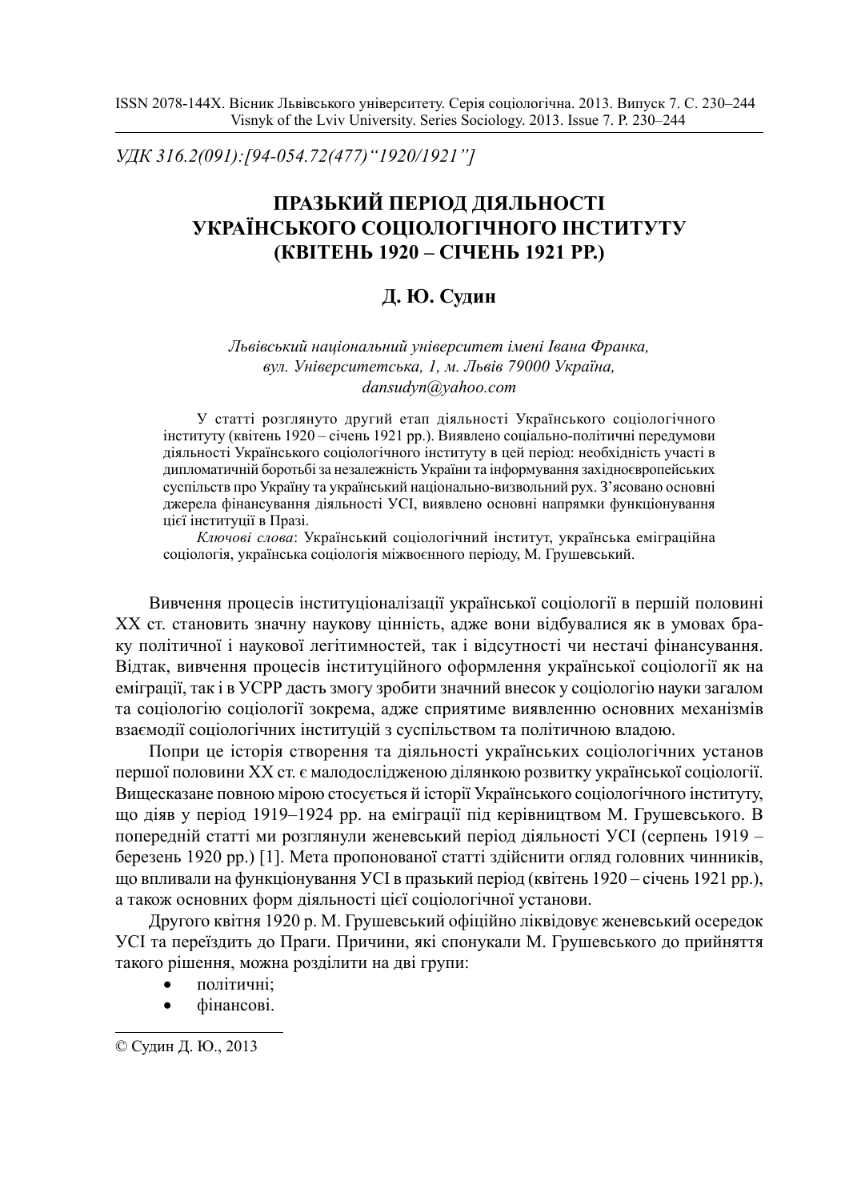*УДК 316.2(091):[94-054.72(477)"1920/1921"]*

# ПРАЗЬКИЙ ПЕРІОД ДІЯЛЬНОСТІ УКРАЇНСЬКОГО СОЦІОЛОГІЧНОГО ІНСТИТУТУ (КВІТЕНЬ 1920 – СІЧЕНЬ 1921 РР.)

## Д. Ю. Судин

*Львівський національний університет імені Івана Франка,*
*вул. Університетська, 1, м. Львів 79000 Україна,*
*dansudyn@yahoo.com*

У статті розглянуто другий етап діяльності Українського соціологічного інституту (квітень 1920 – січень 1921 рр.). Виявлено соціально-політичні передумови діяльності Українського соціологічного інституту в цей період: необхідність участі в дипломатичній боротьбі за незалежність України та інформування західноєвропейських суспільств про Україну та український національно-визвольний рух. З'ясовано основні джерела фінансування діяльності УСІ, виявлено основні напрямки функціонування цієї інституції в Празі.

*Ключові слова*: Український соціологічний інститут, українська еміграційна соціологія, українська соціологія міжвоєнного періоду, М. Грушевський.

Вивчення процесів інституціоналізації української соціології в першій половині XX ст. становить значну наукову цінність, адже вони відбувалися як в умовах браку політичної і наукової легітимностей, так і відсутності чи нестачі фінансування. Відтак, вивчення процесів інституційного оформлення української соціології як на еміграції, так і в УСРР дасть змогу зробити значний внесок у соціологію науки загалом та соціологію соціології зокрема, адже сприятиме виявленню основних механізмів взаємодії соціологічних інституцій з суспільством та політичною владою.

Попри це історія створення та діяльності українських соціологічних установ першої половини XX ст. є малодослідженою ділянкою розвитку української соціології. Вищесказане повною мірою стосується й історії Українського соціологічного інституту, що діяв у період 1919–1924 рр. на еміграції під керівництвом М. Грушевського. В попередній статті ми розглянули женевський період діяльності УСІ (серпень 1919 – березень 1920 рр.) [1]. Мета пропонованої статті здійснити огляд головних чинників, що впливали на функціонування УСІ в празький період (квітень 1920 – січень 1921 рр.), а також основних форм діяльності цієї соціологічної установи.

Другого квітня 1920 р. М. Грушевський офіційно ліквідовує женевський осередок УСІ та переїздить до Праги. Причини, які спонукали М. Грушевського до прийняття такого рішення, можна розділити на дві групи:

- політичні;
- фінансові.

---

© Судин Д. Ю., 2013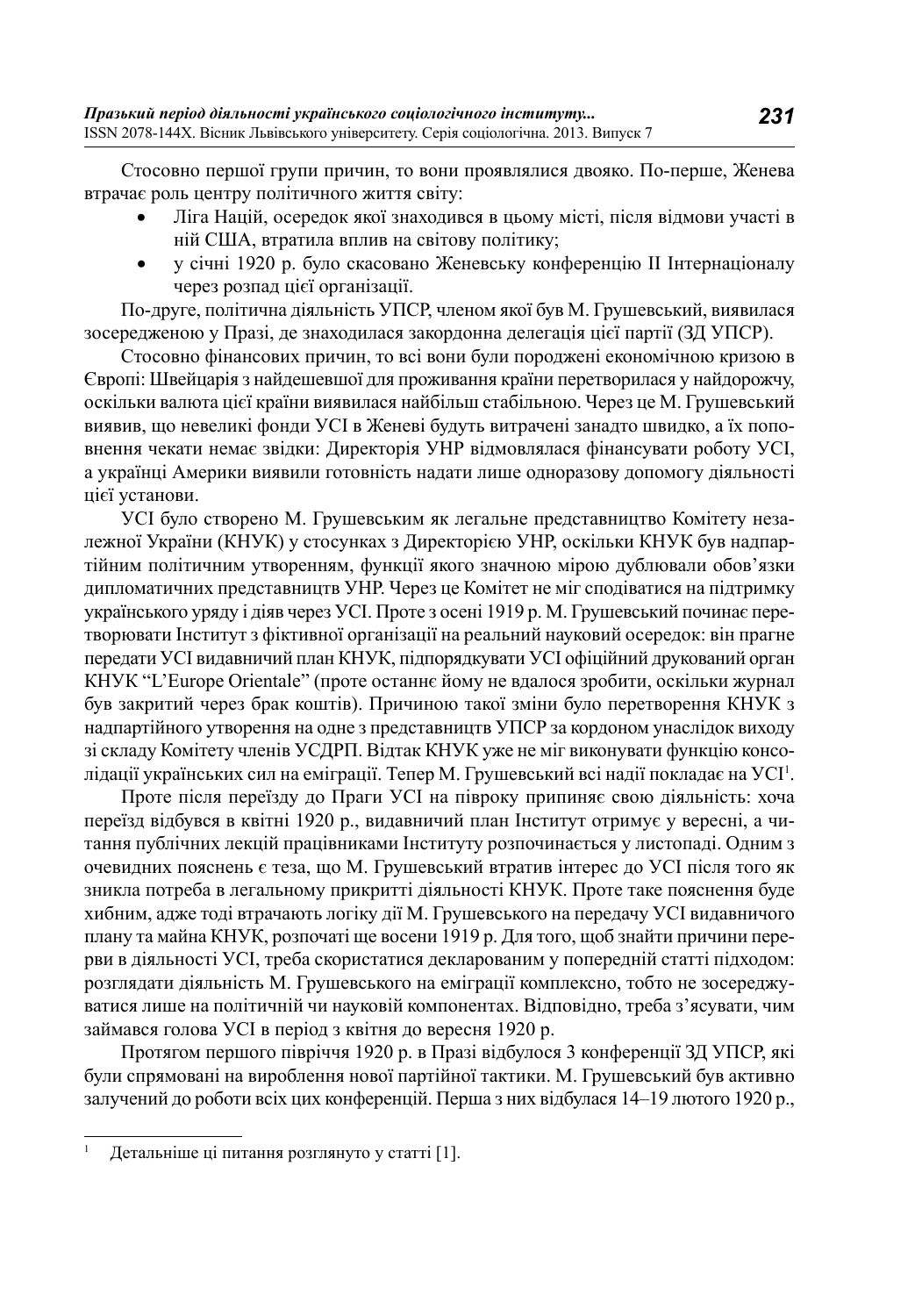Стосовно першої групи причин, то вони проявлялися двояко. По-перше, Женева втрачає роль центру політичного життя світу:

- Ліга Націй, осередок якої знаходився в цьому місті, після відмови участі в ній США, втратила вплив на світову політику;
- у січні 1920 р. було скасовано Женевську конференцію II Інтернаціоналу через розпад цієї організації.

По-друге, політична діяльність УПСР, членом якої був М. Грушевський, виявилася зосередженою у Празі, де знаходилася закордонна делегація цієї партії (ЗД УПСР).

Стосовно фінансових причин, то всі вони були породжені економічною кризою в Європі: Швейцарія з найдешевшої для проживання країни перетворилася у найдорожчу, оскільки валюта цієї країни виявилася найбільш стабільною. Через це М. Грушевський виявив, що невеликі фонди УСІ в Женеві будуть витрачені занадто швидко, а їх поповнення чекати немає звідки: Директорія УНР відмовлялася фінансувати роботу УСІ, а українці Америки виявили готовність надати лише одноразову допомогу діяльності цієї установи.

УСІ було створено М. Грушевським як легальне представництво Комітету незалежної України (КНУК) у стосунках з Директорією УНР, оскільки КНУК був надпартійним політичним утворенням, функції якого значною мірою дублювали обов'язки дипломатичних представництв УНР. Через це Комітет не міг сподіватися на підтримку українського уряду і діяв через УСІ. Проте з осені 1919 р. М. Грушевський починає перетворювати Інститут з фіктивної організації на реальний науковий осередок: він прагне передати УСІ видавничий план КНУК, підпорядкувати УСІ офіційний друкований орган КНУК "L'Europe Orientale" (проте останнє йому не вдалося зробити, оскільки журнал був закритий через брак коштів). Причиною такої зміни було перетворення КНУК з надпартійного утворення на одне з представництв УПСР за кордоном унаслідок виходу зі складу Комітету членів УСДРП. Відтак КНУК уже не міг виконувати функцію консолідації українських сил на еміграції. Тепер М. Грушевський всі надії покладає на УСІ[1].

Проте після переїзду до Праги УСІ на півроку припиняє свою діяльність: хоча переїзд відбувся в квітні 1920 р., видавничий план Інститут отримує у вересні, а читання публічних лекцій працівниками Інституту розпочинається у листопаді. Одним з очевидних пояснень є теза, що М. Грушевський втратив інтерес до УСІ після того як зникла потреба в легальному прикритті діяльності КНУК. Проте таке пояснення буде хибним, адже тоді втрачають логіку дії М. Грушевського на передачу УСІ видавничого плану та майна КНУК, розпочаті ще восени 1919 р. Для того, щоб знайти причини перерви в діяльності УСІ, треба скористатися декларованим у попередній статті підходом: розглядати діяльність М. Грушевського на еміграції комплексно, тобто не зосереджуватися лише на політичній чи науковій компонентах. Відповідно, треба з'ясувати, чим займався голова УСІ в період з квітня до вересня 1920 р.

Протягом першого півріччя 1920 р. в Празі відбулося 3 конференції ЗД УПСР, які були спрямовані на вироблення нової партійної тактики. М. Грушевський був активно залучений до роботи всіх цих конференцій. Перша з них відбулася 14–19 лютого 1920 р.,

---

[1] Детальніше ці питання розглянуто у статті [1].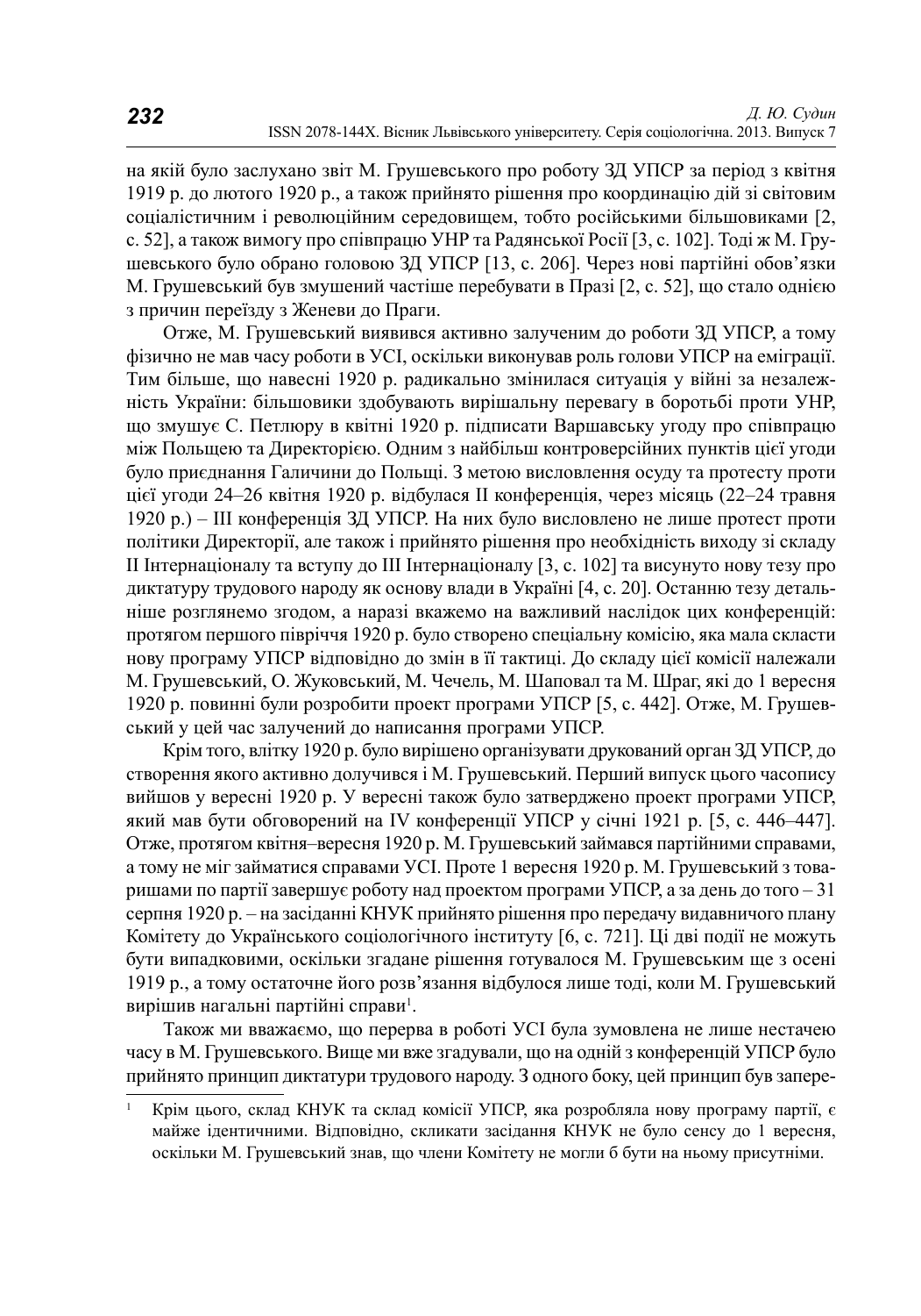на якій було заслухано звіт М. Грушевського про роботу ЗД УПСР за період з квітня 1919 р. до лютого 1920 р., а також прийнято рішення про координацію дій зі світовим соціалістичним і революційним середовищем, тобто російськими більшовиками [2, с. 52], а також вимогу про співпрацю УНР та Радянської Росії [3, с. 102]. Тоді ж М. Грушевського було обрано головою ЗД УПСР [13, с. 206]. Через нові партійні обов'язки М. Грушевський був змушений частіше перебувати в Празі [2, с. 52], що стало однією з причин переїзду з Женеви до Праги.

Отже, М. Грушевський виявився активно залученим до роботи ЗД УПСР, а тому фізично не мав часу роботи в УСІ, оскільки виконував роль голови УПСР на еміграції. Тим більше, що навесні 1920 р. радикально змінилася ситуація у війні за незалежність України: більшовики здобувають вирішальну перевагу в боротьбі проти УНР, що змушує С. Петлюру в квітні 1920 р. підписати Варшавську угоду про співпрацю між Польщею та Директорією. Одним з найбільш контроверсійних пунктів цієї угоди було приєднання Галичини до Польщі. З метою висловлення осуду та протесту проти цієї угоди 24–26 квітня 1920 р. відбулася II конференція, через місяць (22–24 травня 1920 р.) – III конференція ЗД УПСР. На них було висловлено не лише протест проти політики Директорії, але також і прийнято рішення про необхідність виходу зі складу II Інтернаціоналу та вступу до III Інтернаціоналу [3, с. 102] та висунуто нову тезу про диктатуру трудового народу як основу влади в Україні [4, с. 20]. Останню тезу детальніше розглянемо згодом, а наразі вкажемо на важливий наслідок цих конференцій: протягом першого півріччя 1920 р. було створено спеціальну комісію, яка мала скласти нову програму УПСР відповідно до змін в її тактиці. До складу цієї комісії належали М. Грушевський, О. Жуковський, М. Чечель, М. Шаповал та М. Шраг, які до 1 вересня 1920 р. повинні були розробити проект програми УПСР [5, с. 442]. Отже, М. Грушевський у цей час залучений до написання програми УПСР.

Крім того, влітку 1920 р. було вирішено організувати друкований орган ЗД УПСР, до створення якого активно долучився і М. Грушевський. Перший випуск цього часопису вийшов у вересні 1920 р. У вересні також було затверджено проект програми УПСР, який мав бути обговорений на IV конференції УПСР у січні 1921 р. [5, с. 446–447]. Отже, протягом квітня–вересня 1920 р. М. Грушевський займався партійними справами, а тому не міг займатися справами УСІ. Проте 1 вересня 1920 р. М. Грушевський з товаришами по партії завершує роботу над проектом програми УПСР, а за день до того – 31 серпня 1920 р. – на засіданні КНУК прийнято рішення про передачу видавничого плану Комітету до Українського соціологічного інституту [6, с. 721]. Ці дві події не можуть бути випадковими, оскільки згадане рішення готувалося М. Грушевським ще з осені 1919 р., а тому остаточне його розв'язання відбулося лише тоді, коли М. Грушевський вирішив нагальні партійні справи[1].

Також ми вважаємо, що перерва в роботі УСІ була зумовлена не лише нестачею часу в М. Грушевського. Вище ми вже згадували, що на одній з конференцій УПСР було прийнято принцип диктатури трудового народу. З одного боку, цей принцип був запере-

[1] Крім цього, склад КНУК та склад комісії УПСР, яка розробляла нову програму партії, є майже ідентичними. Відповідно, скликати засідання КНУК не було сенсу до 1 вересня, оскільки М. Грушевський знав, що члени Комітету не могли б бути на ньому присутніми.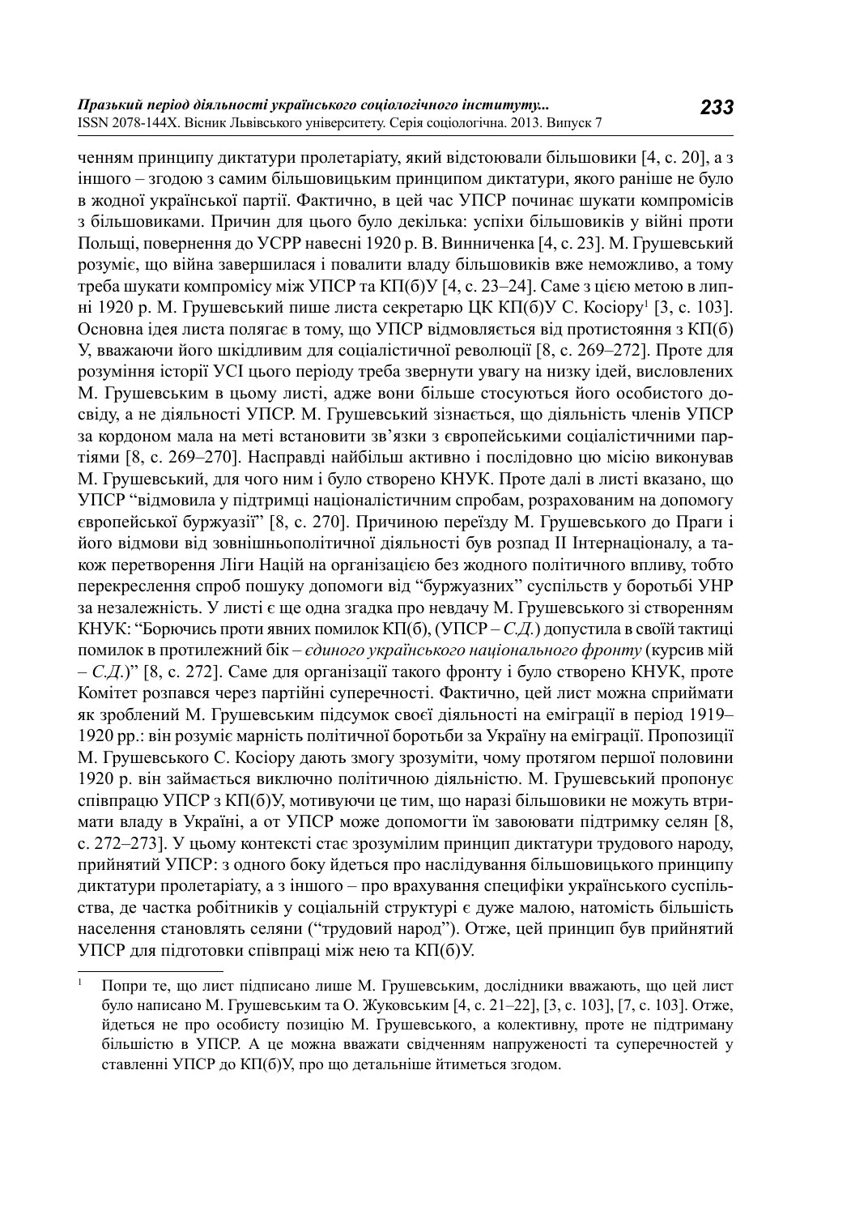ченням принципу диктатури пролетаріату, який відстоювали більшовики [4, с. 20], а з іншого – згодою з самим більшовицьким принципом диктатури, якого раніше не було в жодної української партії. Фактично, в цей час УПСР починає шукати компромісів з більшовиками. Причин для цього було декілька: успіхи більшовиків у війні проти Польщі, повернення до УСРР навесні 1920 р. В. Винниченка [4, с. 23]. М. Грушевський розуміє, що війна завершилася і повалити владу більшовиків вже неможливо, а тому треба шукати компромісу між УПСР та КП(б)У [4, с. 23–24]. Саме з цією метою в липні 1920 р. М. Грушевський пише листа секретарю ЦК КП(б)У С. Косіору[1] [3, с. 103]. Основна ідея листа полягає в тому, що УПСР відмовляється від протистояння з КП(б)У, вважаючи його шкідливим для соціалістичної революції [8, с. 269–272]. Проте для розуміння історії УСІ цього періоду треба звернути увагу на низку ідей, висловлених М. Грушевським в цьому листі, адже вони більше стосуються його особистого досвіду, а не діяльності УПСР. М. Грушевський зізнається, що діяльність членів УПСР за кордоном мала на меті встановити зв'язки з європейськими соціалістичними партіями [8, с. 269–270]. Насправді найбільш активно і послідовно цю місію виконував М. Грушевський, для чого ним і було створено КНУК. Проте далі в листі вказано, що УПСР "відмовила у підтримці націоналістичним спробам, розрахованим на допомогу європейської буржуазії" [8, с. 270]. Причиною переїзду М. Грушевського до Праги і його відмови від зовнішньополітичної діяльності був розпад II Інтернаціоналу, а також перетворення Ліги Націй на організацією без жодного політичного впливу, тобто перекреслення спроб пошуку допомоги від "буржуазних" суспільств у боротьбі УНР за незалежність. У листі є ще одна згадка про невдачу М. Грушевського зі створенням КНУК: "Борючись проти явних помилок КП(б), (УПСР – *С.Д.*) допустила в своїй тактиці помилок в протилежний бік – *єдиного українського національного фронту* (курсив мій – *С.Д.*)" [8, с. 272]. Саме для організації такого фронту і було створено КНУК, проте Комітет розпався через партійні суперечності. Фактично, цей лист можна сприймати як зроблений М. Грушевським підсумок своєї діяльності на еміграції в період 1919–1920 рр.: він розуміє марність політичної боротьби за Україну на еміграції. Пропозиції М. Грушевського С. Косіору дають змогу зрозуміти, чому протягом першої половини 1920 р. він займається виключно політичною діяльністю. М. Грушевський пропонує співпрацю УПСР з КП(б)У, мотивуючи це тим, що наразі більшовики не можуть втримати владу в Україні, а от УПСР може допомогти їм завоювати підтримку селян [8, с. 272–273]. У цьому контексті стає зрозумілим принцип диктатури трудового народу, прийнятий УПСР: з одного боку йдеться про наслідування більшовицького принципу диктатури пролетаріату, а з іншого – про врахування специфіки українського суспільства, де частка робітників у соціальній структурі є дуже малою, натомість більшість населення становлять селяни ("трудовий народ"). Отже, цей принцип був прийнятий УПСР для підготовки співпраці між нею та КП(б)У.

---

[1] Попри те, що лист підписано лише М. Грушевським, дослідники вважають, що цей лист було написано М. Грушевським та О. Жуковським [4, с. 21–22], [3, с. 103], [7, с. 103]. Отже, йдеться не про особисту позицію М. Грушевського, а колективну, проте не підтриману більшістю в УПСР. А це можна вважати свідченням напруженості та суперечностей у ставленні УПСР до КП(б)У, про що детальніше йтиметься згодом.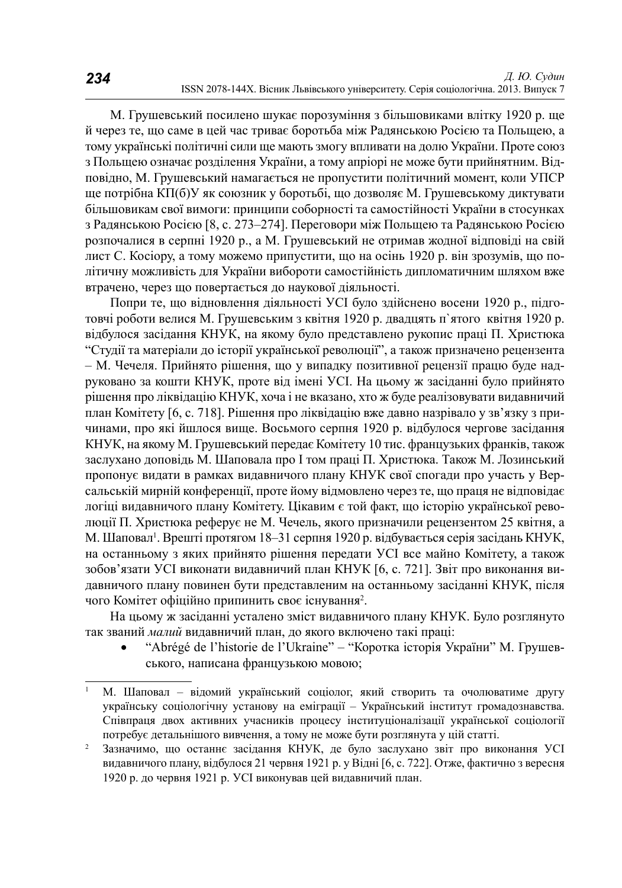М. Грушевський посилено шукає порозуміння з більшовиками влітку 1920 р. ще й через те, що саме в цей час триває боротьба між Радянською Росією та Польщею, а тому українські політичні сили ще мають змогу впливати на долю України. Проте союз з Польщею означає розділення України, а тому апріорі не може бути прийнятним. Відповідно, М. Грушевський намагається не пропустити політичний момент, коли УПСР ще потрібна КП(б)У як союзник у боротьбі, що дозволяє М. Грушевському диктувати більшовикам свої вимоги: принципи соборності та самостійності України в стосунках з Радянською Росією [8, с. 273–274]. Переговори між Польщею та Радянською Росією розпочалися в серпні 1920 р., а М. Грушевський не отримав жодної відповіді на свій лист С. Косіору, а тому можемо припустити, що на осінь 1920 р. він зрозумів, що політичну можливість для України вибороти самостійність дипломатичним шляхом вже втрачено, через що повертається до наукової діяльності.

Попри те, що відновлення діяльності УСІ було здійснено восени 1920 р., підготовчі роботи велися М. Грушевським з квітня 1920 р. двадцять п`ятого квітня 1920 р. відбулося засідання КНУК, на якому було представлено рукопис праці П. Христюка "Студії та матеріали до історії української революції", а також призначено рецензента – М. Чечеля. Прийнято рішення, що у випадку позитивної рецензії працю буде надруковано за кошти КНУК, проте від імені УСІ. На цьому ж засіданні було прийнято рішення про ліквідацію КНУК, хоча і не вказано, хто ж буде реалізовувати видавничий план Комітету [6, с. 718]. Рішення про ліквідацію вже давно назрівало у зв'язку з причинами, про які йшлося вище. Восьмого серпня 1920 р. відбулося чергове засідання КНУК, на якому М. Грушевський передає Комітету 10 тис. французьких франків, також заслухано доповідь М. Шаповала про І том праці П. Христюка. Також М. Лозинський пропонує видати в рамках видавничого плану КНУК свої спогади про участь у Версальській мирній конференції, проте йому відмовлено через те, що праця не відповідає логіці видавничого плану Комітету. Цікавим є той факт, що історію української революції П. Христюка реферує не М. Чечель, якого призначили рецензентом 25 квітня, а М. Шаповал[1]. Врешті протягом 18–31 серпня 1920 р. відбувається серія засідань КНУК, на останньому з яких прийнято рішення передати УСІ все майно Комітету, а також зобов'язати УСІ виконати видавничий план КНУК [6, с. 721]. Звіт про виконання видавничого плану повинен бути представленим на останньому засіданні КНУК, після чого Комітет офіційно припинить своє існування[2].

На цьому ж засіданні усталено зміст видавничого плану КНУК. Було розглянуто так званий *малий* видавничий план, до якого включено такі праці:

- "Abrégé de l'historie de l'Ukraine" – "Коротка історія України" М. Грушевського, написана французькою мовою;

---

[1] М. Шаповал – відомий український соціолог, який створить та очолюватиме другу українську соціологічну установу на еміграції – Український інститут громадознавства. Співпраця двох активних учасників процесу інституціоналізації української соціології потребує детальнішого вивчення, а тому не може бути розглянута у цій статті.

[2] Зазначимо, що останнє засідання КНУК, де було заслухано звіт про виконання УСІ видавничого плану, відбулося 21 червня 1921 р. у Відні [6, с. 722]. Отже, фактично з вересня 1920 р. до червня 1921 р. УСІ виконував цей видавничий план.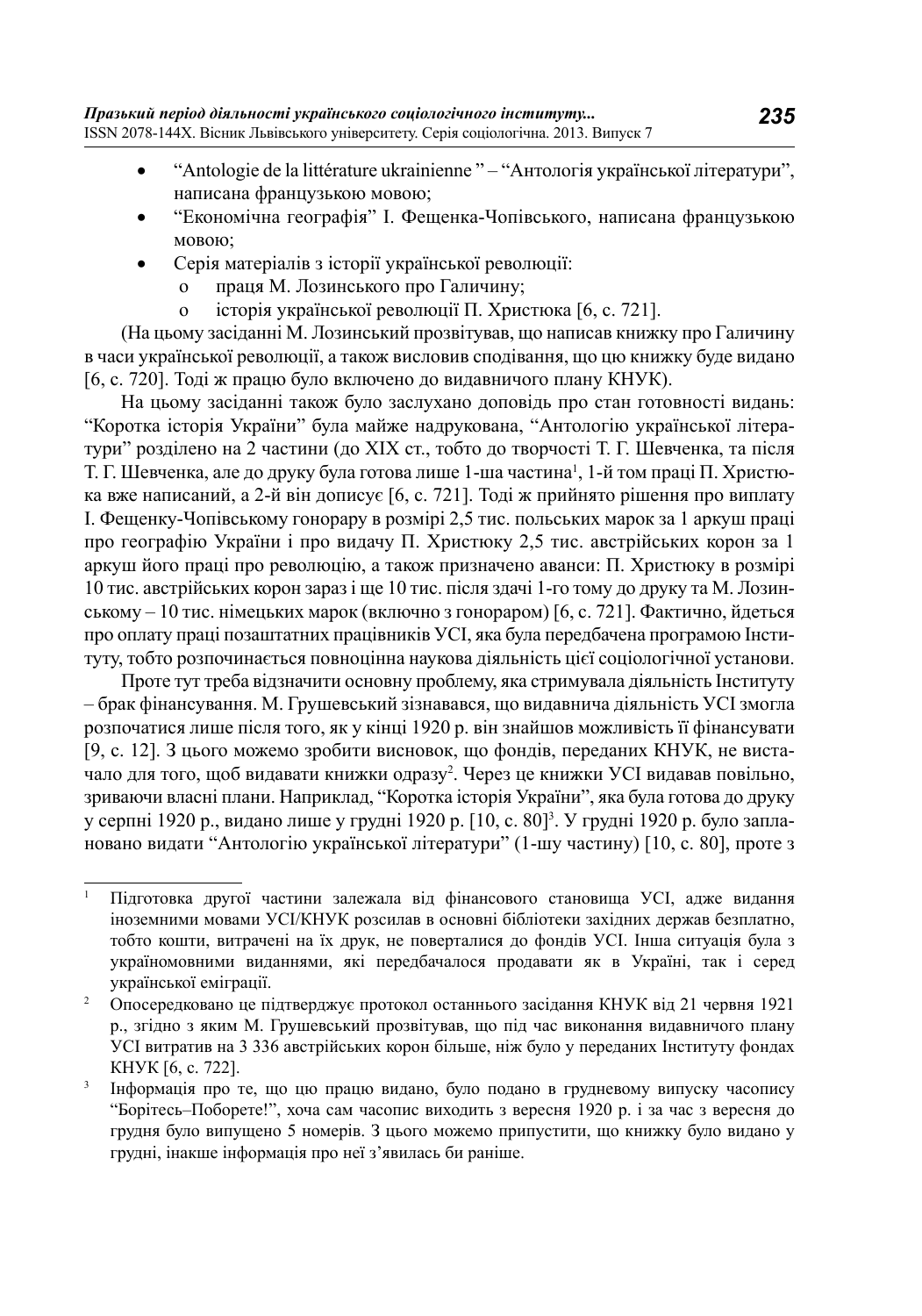- "Antologie de la littérature ukrainienne " – "Антологія української літератури", написана французькою мовою;
- "Економічна географія" І. Фещенка-Чопівського, написана французькою мовою;
- Серія матеріалів з історії української революції:
  - праця М. Лозинського про Галичину;
  - історія української революції П. Христюка [6, с. 721].

(На цьому засіданні М. Лозинський прозвітував, що написав книжку про Галичину в часи української революції, а також висловив сподівання, що цю книжку буде видано [6, с. 720]. Тоді ж працю було включено до видавничого плану КНУК).

На цьому засіданні також було заслухано доповідь про стан готовності видань: "Коротка історія України" була майже надрукована, "Антологію української літератури" розділено на 2 частини (до XIX ст., тобто до творчості Т. Г. Шевченка, та після Т. Г. Шевченка, але до друку була готова лише 1-ша частина[1], 1-й том праці П. Христюка вже написаний, а 2-й він дописує [6, с. 721]. Тоді ж прийнято рішення про виплату І. Фещенку-Чопівському гонорару в розмірі 2,5 тис. польських марок за 1 аркуш праці про географію України і про видачу П. Христюку 2,5 тис. австрійських корон за 1 аркуш його праці про революцію, а також призначено аванси: П. Христюку в розмірі 10 тис. австрійських корон зараз і ще 10 тис. після здачі 1-го тому до друку та М. Лозинському – 10 тис. німецьких марок (включно з гонораром) [6, с. 721]. Фактично, йдеться про оплату праці позаштатних працівників УСІ, яка була передбачена програмою Інституту, тобто розпочинається повноцінна наукова діяльність цієї соціологічної установи.

Проте тут треба відзначити основну проблему, яка стримувала діяльність Інституту – брак фінансування. М. Грушевський зізнавався, що видавнича діяльність УСІ змогла розпочатися лише після того, як у кінці 1920 р. він знайшов можливість її фінансувати [9, с. 12]. З цього можемо зробити висновок, що фондів, переданих КНУК, не вистачало для того, щоб видавати книжки одразу[2]. Через це книжки УСІ видавав повільно, зриваючи власні плани. Наприклад, "Коротка історія України", яка була готова до друку у серпні 1920 р., видано лише у грудні 1920 р. [10, с. 80][3]. У грудні 1920 р. було заплановано видати "Антологію української літератури" (1-шу частину) [10, с. 80], проте з

---

[1] Підготовка другої частини залежала від фінансового становища УСІ, адже видання іноземними мовами УСІ/КНУК розсилав в основні бібліотеки західних держав безплатно, тобто кошти, витрачені на їх друк, не поверталися до фондів УСІ. Інша ситуація була з україномовними виданнями, які передбачалося продавати як в Україні, так і серед української еміграції.

[2] Опосередковано це підтверджує протокол останнього засідання КНУК від 21 червня 1921 р., згідно з яким М. Грушевський прозвітував, що під час виконання видавничого плану УСІ витратив на 3 336 австрійських корон більше, ніж було у переданих Інституту фондах КНУК [6, с. 722].

[3] Інформація про те, що цю працю видано, було подано в грудневому випуску часопису "Борітесь–Поборете!", хоча сам часопис виходить з вересня 1920 р. і за час з вересня до грудня було випущено 5 номерів. З цього можемо припустити, що книжку було видано у грудні, інакше інформація про неї з'явилась би раніше.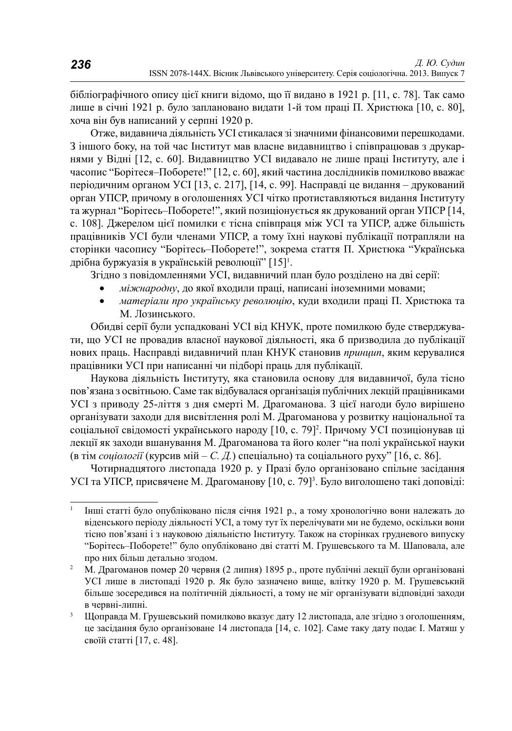бібліографічного опису цієї книги відомо, що її видано в 1921 р. [11, с. 78]. Так само лише в січні 1921 р. було заплановано видати 1-й том праці П. Христюка [10, с. 80], хоча він був написаний у серпні 1920 р.

Отже, видавнича діяльність УСІ стикалася зі значними фінансовими перешкодами. З іншого боку, на той час Інститут мав власне видавництво і співпрацював з друкарнями у Відні [12, с. 60]. Видавництво УСІ видавало не лише праці Інституту, але і часопис "Борітеся–Поборете!" [12, с. 60], який частина дослідників помилково вважає періодичним органом УСІ [13, с. 217], [14, с. 99]. Насправді це видання – друкований орган УПСР, причому в оголошеннях УСІ чітко протиставляються видання Інституту та журнал "Борітесь–Поборете!", який позиціонується як друкований орган УПСР [14, с. 108]. Джерелом цієї помилки є тісна співпраця між УСІ та УПСР, адже більшість працівників УСІ були членами УПСР, а тому їхні наукові публікації потрапляли на сторінки часопису "Борітесь–Поборете!", зокрема стаття П. Христюка "Українська дрібна буржуазія в українській революції" [15][1].

Згідно з повідомленнями УСІ, видавничий план було розділено на дві серії:

- *міжнародну*, до якої входили праці, написані іноземними мовами;
- *матеріали про українську революцію*, куди входили праці П. Христюка та М. Лозинського.

Обидві серії були успадковані УСІ від КНУК, проте помилкою буде стверджувати, що УСІ не провадив власної наукової діяльності, яка б призводила до публікації нових праць. Насправді видавничий план КНУК становив *принцип*, яким керувалися працівники УСІ при написанні чи підборі праць для публікації.

Наукова діяльність Інституту, яка становила основу для видавничої, була тісно пов'язана з освітньою. Саме так відбувалася організація публічних лекцій працівниками УСІ з приводу 25-ліття з дня смерті М. Драгоманова. З цієї нагоди було вирішено організувати заходи для висвітлення ролі М. Драгоманова у розвитку національної та соціальної свідомості українського народу [10, с. 79][2]. Причому УСІ позиціонував ці лекції як заходи вшанування М. Драгоманова та його колег "на полі української науки (в тім *соціології* (курсив мій – *С. Д.*) спеціально) та соціального руху" [16, с. 86].

Чотирнадцятого листопада 1920 р. у Празі було організовано спільне засідання УСІ та УПСР, присвячене М. Драгоманову [10, с. 79][3]. Було виголошено такі доповіді:

---

[1] Інші статті було опубліковано після січня 1921 р., а тому хронологічно вони належать до віденського періоду діяльності УСІ, а тому тут їх перелічувати ми не будемо, оскільки вони тісно пов'язані і з науковою діяльністю Інституту. Також на сторінках грудневого випуску "Борітесь–Поборете!" було опубліковано дві статті М. Грушевського та М. Шаповала, але про них більш детально згодом.

[2] М. Драгоманов помер 20 червня (2 липня) 1895 р., проте публічні лекції були організовані УСІ лише в листопаді 1920 р. Як було зазначено вище, влітку 1920 р. М. Грушевський більше зосередився на політичній діяльності, а тому не міг організувати відповідні заходи в червні-липні.

[3] Щоправда М. Грушевський помилково вказує дату 12 листопада, але згідно з оголошенням, це засідання було організоване 14 листопада [14, с. 102]. Саме таку дату подає І. Матяш у своїй статті [17, с. 48].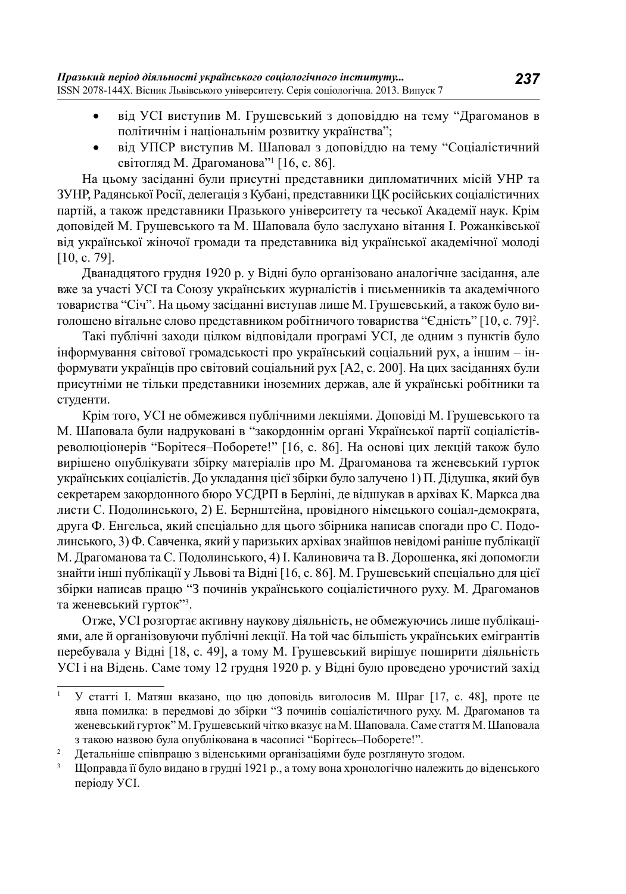- від УСІ виступив М. Грушевський з доповіддю на тему "Драгоманов в політичнім і національнім розвитку українства";
- від УПСР виступив М. Шаповал з доповіддю на тему "Соціалістичний світогляд М. Драгоманова"[1] [16, с. 86].

На цьому засіданні були присутні представники дипломатичних місій УНР та ЗУНР, Радянської Росії, делегація з Кубані, представники ЦК російських соціалістичних партій, а також представники Празького університету та чеської Академії наук. Крім доповідей М. Грушевського та М. Шаповала було заслухано вітання І. Рожанківської від української жіночої громади та представника від української академічної молоді [10, с. 79].

Дванадцятого грудня 1920 р. у Відні було організовано аналогічне засідання, але вже за участі УСІ та Союзу українських журналістів і письменників та академічного товариства "Січ". На цьому засіданні виступав лише М. Грушевський, а також було виголошено вітальне слово представником робітничого товариства "Єдність" [10, с. 79][2].

Такі публічні заходи цілком відповідали програмі УСІ, де одним з пунктів було інформування світової громадськості про український соціальний рух, а іншим – інформувати українців про світовий соціальний рух [А2, с. 200]. На цих засіданнях були присутніми не тільки представники іноземних держав, але й українські робітники та студенти.

Крім того, УСІ не обмежився публічними лекціями. Доповіді М. Грушевського та М. Шаповала були надруковані в "закордоннім органі Української партії соціалістів-революціонерів "Борітеся–Поборете!" [16, с. 86]. На основі цих лекцій також було вирішено опублікувати збірку матеріалів про М. Драгоманова та женевський гурток українських соціалістів. До укладання цієї збірки було залучено 1) П. Дідушка, який був секретарем закордонного бюро УСДРП в Берліні, де відшукав в архівах К. Маркса два листи С. Подолинського, 2) Е. Бернштейна, провідного німецького соціал-демократа, друга Ф. Енгельса, який спеціально для цього збірника написав спогади про С. Подолинського, 3) Ф. Савченка, який у паризьких архівах знайшов невідомі раніше публікації М. Драгоманова та С. Подолинського, 4) І. Калиновича та В. Дорошенка, які допомогли знайти інші публікації у Львові та Відні [16, с. 86]. М. Грушевський спеціально для цієї збірки написав працю "З починів українського соціалістичного руху. М. Драгоманов та женевський гурток"[3].

Отже, УСІ розгортає активну наукову діяльність, не обмежуючись лише публікаціями, але й організовуючи публічні лекції. На той час більшість українських емігрантів перебувала у Відні [18, с. 49], а тому М. Грушевський вирішує поширити діяльність УСІ і на Відень. Саме тому 12 грудня 1920 р. у Відні було проведено урочистий захід

---

[1] У статті І. Матяш вказано, що цю доповідь виголосив М. Шраг [17, с. 48], проте це явна помилка: в передмові до збірки "З починів соціалістичного руху. М. Драгоманов та женевський гурток" М. Грушевський чітко вказує на М. Шаповала. Саме стаття М. Шаповала з такою назвою була опублікована в часописі "Борітесь–Поборете!".

[2] Детальніше співпрацю з віденськими організаціями буде розглянуто згодом.

[3] Щоправда її було видано в грудні 1921 р., а тому вона хронологічно належить до віденського періоду УСІ.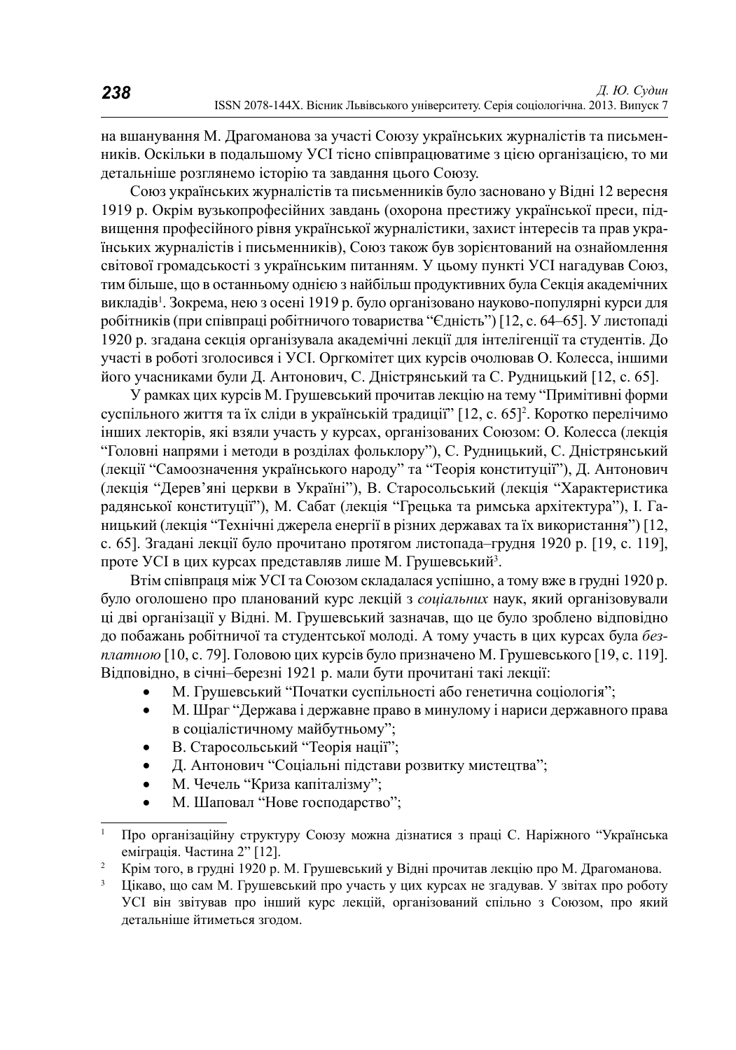на вшанування М. Драгоманова за участі Союзу українських журналістів та письменників. Оскільки в подальшому УСІ тісно співпрацюватиме з цією організацією, то ми детальніше розглянемо історію та завдання цього Союзу.

Союз українських журналістів та письменників було засновано у Відні 12 вересня 1919 р. Окрім вузькопрофесійних завдань (охорона престижу української преси, підвищення професійного рівня української журналістики, захист інтересів та прав українських журналістів і письменників), Союз також був зорієнтований на ознайомлення світової громадськості з українським питанням. У цьому пункті УСІ нагадував Союз, тим більше, що в останньому однією з найбільш продуктивних була Секція академічних викладів[1]. Зокрема, нею з осені 1919 р. було організовано науково-популярні курси для робітників (при співпраці робітничого товариства "Єдність") [12, с. 64–65]. У листопаді 1920 р. згадана секція організувала академічні лекції для інтелігенції та студентів. До участі в роботі зголосився і УСІ. Оргкомітет цих курсів очолював О. Колесса, іншими його учасниками були Д. Антонович, С. Дністрянський та С. Рудницький [12, с. 65].

У рамках цих курсів М. Грушевський прочитав лекцію на тему "Примітивні форми суспільного життя та їх сліди в українській традиції" [12, с. 65][2]. Коротко перелічимо інших лекторів, які взяли участь у курсах, організованих Союзом: О. Колесса (лекція "Головні напрями і методи в розділах фольклору"), С. Рудницький, С. Дністрянський (лекції "Самоозначення українського народу" та "Теорія конституції"), Д. Антонович (лекція "Дерев'яні церкви в Україні"), В. Старосольський (лекція "Характеристика радянської конституції"), М. Сабат (лекція "Грецька та римська архітектура"), І. Ганицький (лекція "Технічні джерела енергії в різних державах та їх використання") [12, с. 65]. Згадані лекції було прочитано протягом листопада–грудня 1920 р. [19, с. 119], проте УСІ в цих курсах представляв лише М. Грушевський[3].

Втім співпраця між УСІ та Союзом складалася успішно, а тому вже в грудні 1920 р. було оголошено про планований курс лекцій з *соціальних* наук, який організовували ці дві організації у Відні. М. Грушевський зазначав, що це було зроблено відповідно до побажань робітничої та студентської молоді. А тому участь в цих курсах була *безплатною* [10, с. 79]. Головою цих курсів було призначено М. Грушевського [19, с. 119]. Відповідно, в січні–березні 1921 р. мали бути прочитані такі лекції:

- М. Грушевський "Початки суспільності або генетична соціологія";
- М. Шраг "Держава і державне право в минулому і нариси державного права в соціалістичному майбутньому";
- В. Старосольський "Теорія нації";
- Д. Антонович "Соціальні підстави розвитку мистецтва";
- М. Чечель "Криза капіталізму";
- М. Шаповал "Нове господарство";

---

[1] Про організаційну структуру Союзу можна дізнатися з праці С. Наріжного "Українська еміграція. Частина 2" [12].

[2] Крім того, в грудні 1920 р. М. Грушевський у Відні прочитав лекцію про М. Драгоманова.

[3] Цікаво, що сам М. Грушевський про участь у цих курсах не згадував. У звітах про роботу УСІ він звітував про інший курс лекцій, організований спільно з Союзом, про який детальніше йтиметься згодом.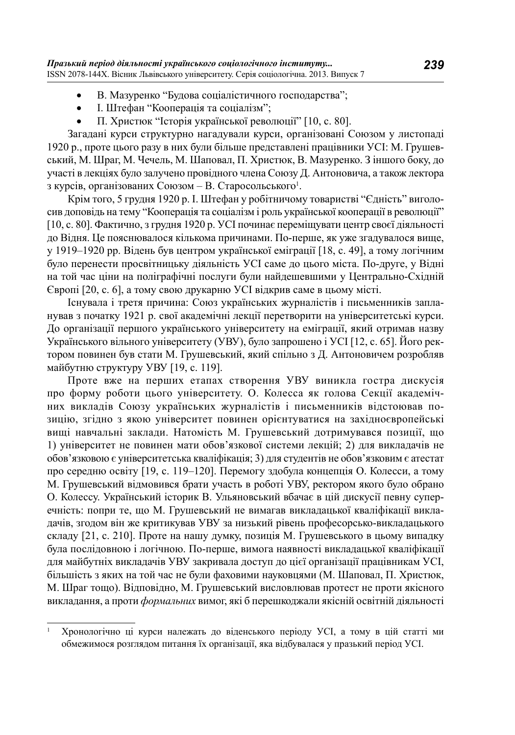- В. Мазуренко “Будова соціалістичного господарства”;
- І. Штефан “Кооперація та соціалізм”;
- П. Христюк “Історія української революції” [10, с. 80].

Загадані курси структурно нагадували курси, організовані Союзом у листопаді 1920 р., проте цього разу в них були більше представлені працівники УСІ: М. Грушевський, М. Шраг, М. Чечель, М. Шаповал, П. Христюк, В. Мазуренко. З іншого боку, до участі в лекціях було залучено провідного члена Союзу Д. Антоновича, а також лектора з курсів, організованих Союзом – В. Старосольського[1].

Крім того, 5 грудня 1920 р. І. Штефан у робітничому товаристві “Єдність” виголосив доповідь на тему “Кооперація та соціалізм і роль української кооперації в революції” [10, с. 80]. Фактично, з грудня 1920 р. УСІ починає переміщувати центр своєї діяльності до Відня. Це пояснювалося кількома причинами. По-перше, як уже згадувалося вище, у 1919–1920 рр. Відень був центром української еміграції [18, с. 49], а тому логічним було перенести просвітницьку діяльність УСІ саме до цього міста. По-друге, у Відні на той час ціни на поліграфічні послуги були найдешевшими у Центрально-Східній Європі [20, с. 6], а тому свою друкарню УСІ відкрив саме в цьому місті.

Існувала і третя причина: Союз українських журналістів і письменників запланував з початку 1921 р. свої академічні лекції перетворити на університетські курси. До організації першого українського університету на еміграції, який отримав назву Українського вільного університету (УВУ), було запрошено і УСІ [12, с. 65]. Його ректором повинен був стати М. Грушевський, який спільно з Д. Антоновичем розробляв майбутню структуру УВУ [19, с. 119].

Проте вже на перших етапах створення УВУ виникла гостра дискусія про форму роботи цього університету. О. Колесса як голова Секції академічних викладів Союзу українських журналістів і письменників відстоював позицію, згідно з якою університет повинен орієнтуватися на західноєвропейські вищі навчальні заклади. Натомість М. Грушевський дотримувався позиції, що 1) університет не повинен мати обов’язкової системи лекцій; 2) для викладачів не обов’язковою є університетська кваліфікація; 3) для студентів не обов’язковим є атестат про середню освіту [19, с. 119–120]. Перемогу здобула концепція О. Колесси, а тому М. Грушевський відмовився брати участь в роботі УВУ, ректором якого було обрано О. Колессу. Український історик В. Ульяновський вбачає в цій дискусії певну суперечність: попри те, що М. Грушевський не вимагав викладацької кваліфікації викладачів, згодом він же критикував УВУ за низький рівень професорсько-викладацького складу [21, с. 210]. Проте на нашу думку, позиція М. Грушевського в цьому випадку була послідовною і логічною. По-перше, вимога наявності викладацької кваліфікації для майбутніх викладачів УВУ закривала доступ до цієї організації працівникам УСІ, більшість з яких на той час не були фаховими науковцями (М. Шаповал, П. Христюк, М. Шраг тощо). Відповідно, М. Грушевський висловлював протест не проти якісного викладання, а проти *формальних* вимог, які б перешкоджали якісній освітній діяльності

---

[1] Хронологічно ці курси належать до віденського періоду УСІ, а тому в цій статті ми обмежимося розглядом питання їх організації, яка відбувалася у празький період УСІ.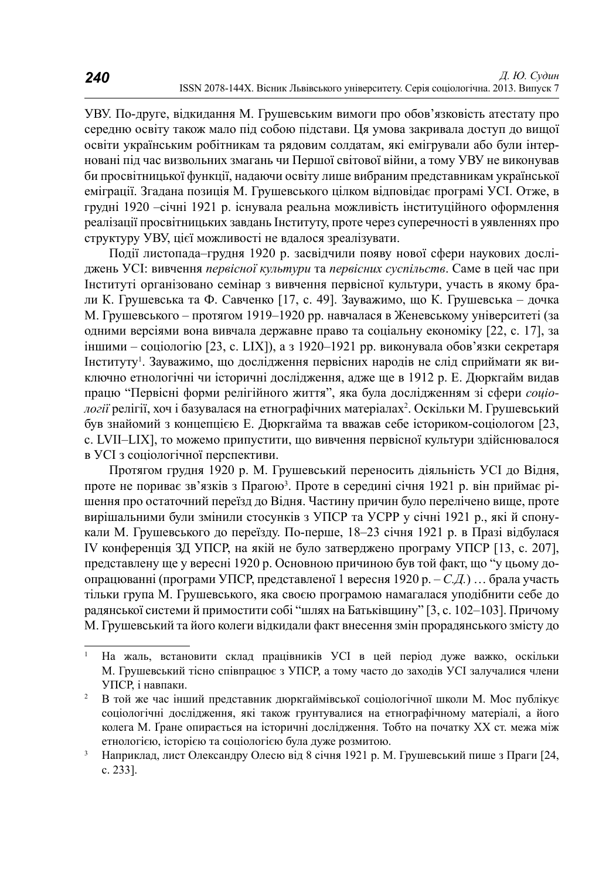УВУ. По-друге, відкидання М. Грушевським вимоги про обов’язковість атестату про середню освіту також мало під собою підстави. Ця умова закривала доступ до вищої освіти українським робітникам та рядовим солдатам, які емігрували або були інтерновані під час визвольних змагань чи Першої світової війни, а тому УВУ не виконував би просвітницької функції, надаючи освіту лише вибраним представникам української еміграції. Згадана позиція М. Грушевського цілком відповідає програмі УСІ. Отже, в грудні 1920 –січні 1921 р. існувала реальна можливість інституційного оформлення реалізації просвітницьких завдань Інституту, проте через суперечності в уявленнях про структуру УВУ, цієї можливості не вдалося зреалізувати.

Події листопада–грудня 1920 р. засвідчили появу нової сфери наукових досліджень УСІ: вивчення *первісної культури* та *первісних суспільств*. Саме в цей час при Інституті організовано семінар з вивчення первісної культури, участь в якому брали К. Грушевська та Ф. Савченко [17, с. 49]. Зауважимо, що К. Грушевська – дочка М. Грушевського – протягом 1919–1920 рр. навчалася в Женевському університеті (за одними версіями вона вивчала державне право та соціальну економіку [22, с. 17], за іншими – соціологію [23, с. LIX]), а з 1920–1921 рр. виконувала обов’язки секретаря Інституту[1]. Зауважимо, що дослідження первісних народів не слід сприймати як виключно етнологічні чи історичні дослідження, адже ще в 1912 р. Е. Дюркгайм видав працю “Первісні форми релігійного життя”, яка була дослідженням зі сфери *соціології* релігії, хоч і базувалася на етнографічних матеріалах[2]. Оскільки М. Грушевський був знайомий з концепцією Е. Дюркгайма та вважав себе істориком-соціологом [23, с. LVII–LIX], то можемо припустити, що вивчення первісної культури здійснювалося в УСІ з соціологічної перспективи.

Протягом грудня 1920 р. М. Грушевський переносить діяльність УСІ до Відня, проте не пориває зв’язків з Прагою[3]. Проте в середині січня 1921 р. він приймає рішення про остаточний переїзд до Відня. Частину причин було перелічено вище, проте вирішальними були змінили стосунків з УПСР та УСРР у січні 1921 р., які й спонукали М. Грушевського до переїзду. По-перше, 18–23 січня 1921 р. в Празі відбулася IV конференція ЗД УПСР, на якій не було затверджено програму УПСР [13, с. 207], представлену ще у вересні 1920 р. Основною причиною був той факт, що “у цьому доопрацюванні (програми УПСР, представленої 1 вересня 1920 р. – *С.Д.*) … брала участь тільки група М. Грушевського, яка своєю програмою намагалася уподібнити себе до радянської системи й примостити собі “шлях на Батьківщину” [3, с. 102–103]. Причому М. Грушевський та його колеги відкидали факт внесення змін прорадянського змісту до

---

[1] На жаль, встановити склад працівників УСІ в цей період дуже важко, оскільки М. Грушевський тісно співпрацює з УПСР, а тому часто до заходів УСІ залучалися члени УПСР, і навпаки.

[2] В той же час інший представник дюркгаймівської соціологічної школи М. Мос публікує соціологічні дослідження, які також грунтувалися на етнографічному матеріалі, а його колега М. Ґране опирається на історичні дослідження. Тобто на початку XX ст. межа між етнологією, історією та соціологією була дуже розмитою.

[3] Наприклад, лист Олександру Олесю від 8 січня 1921 р. М. Грушевський пише з Праги [24, с. 233].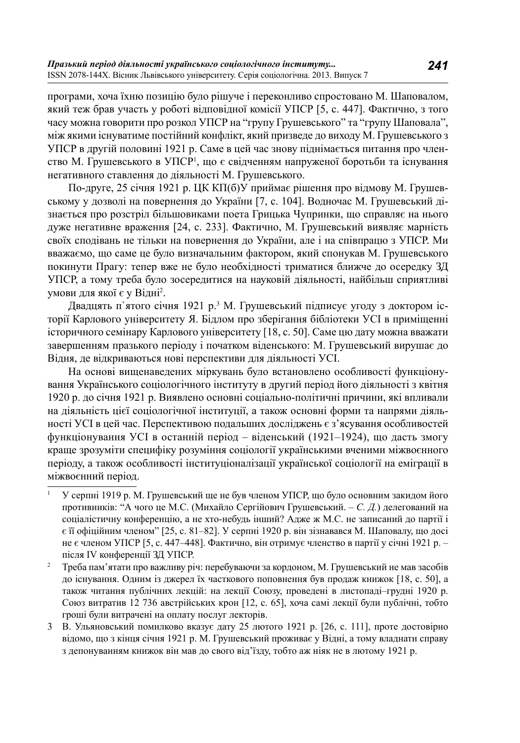програми, хоча їхню позицію було рішуче і переконливо спростовано М. Шаповалом, який теж брав участь у роботі відповідної комісії УПСР [5, с. 447]. Фактично, з того часу можна говорити про розкол УПСР на "групу Грушевського" та "групу Шаповала", між якими існуватиме постійний конфлікт, який призведе до виходу М. Грушевського з УПСР в другій половині 1921 р. Саме в цей час знову піднімається питання про членство М. Грушевського в УПСР[1], що є свідченням напруженої боротьби та існування негативного ставлення до діяльності М. Грушевського.

По-друге, 25 січня 1921 р. ЦК КП(б)У приймає рішення про відмову М. Грушевському у дозволі на повернення до України [7, с. 104]. Водночас М. Грушевський дізнається про розстріл більшовиками поета Грицька Чупринки, що справляє на нього дуже негативне враження [24, с. 233]. Фактично, М. Грушевський виявляє марність своїх сподівань не тільки на повернення до України, але і на співпрацю з УПСР. Ми вважаємо, що саме це було визначальним фактором, який спонукав М. Грушевського покинути Прагу: тепер вже не було необхідності триматися ближче до осередку ЗД УПСР, а тому треба було зосередитися на науковій діяльності, найбільш сприятливі умови для якої є у Відні[2].

Двадцять п`ятого січня 1921 р.[3] М. Грушевський підписує угоду з доктором історії Карлового університету Я. Бідлом про зберігання бібліотеки УСІ в приміщенні історичного семінару Карлового університету [18, с. 50]. Саме цю дату можна вважати завершенням празького періоду і початком віденського: М. Грушевський вирушає до Відня, де відкриваються нові перспективи для діяльності УСІ.

На основі вищенаведених міркувань було встановлено особливості функціонування Українського соціологічного інституту в другий період його діяльності з квітня 1920 р. до січня 1921 р. Виявлено основні соціально-політичні причини, які впливали на діяльність цієї соціологічної інституції, а також основні форми та напрями діяльності УСІ в цей час. Перспективою подальших досліджень є з'ясування особливостей функціонування УСІ в останній період – віденський (1921–1924), що дасть змогу краще зрозуміти специфіку розуміння соціології українськими вченими міжвоєнного періоду, а також особливості інституціоналізації української соціології на еміграції в міжвоєнний період.

---

[1] У серпні 1919 р. М. Грушевський ще не був членом УПСР, що було основним закидом його противників: "А чого це М.С. (Михайло Сергійович Грушевський. – *С. Д.*) делегований на соціалістичну конференцію, а не хто-небудь інший? Адже ж М.С. не записаний до партії і є її офіційним членом" [25, с. 81–82]. У серпні 1920 р. він зізнавався М. Шаповалу, що досі не є членом УПСР [5, с. 447–448]. Фактично, він отримує членство в партії у січні 1921 р. – після IV конференції ЗД УПСР.

[2] Треба пам'ятати про важливу річ: перебуваючи за кордоном, М. Грушевський не мав засобів до існування. Одним із джерел їх часткового поповнення був продаж книжок [18, с. 50], а також читання публічних лекцій: на лекції Союзу, проведені в листопаді–грудні 1920 р. Союз витратив 12 736 австрійських крон [12, с. 65], хоча самі лекції були публічні, тобто гроші були витрачені на оплату послуг лекторів.

[3] В. Ульяновський помилково вказує дату 25 лютого 1921 р. [26, с. 111], проте достовірно відомо, що з кінця січня 1921 р. М. Грушевський проживає у Відні, а тому владнати справу з депонуванням книжок він мав до свого від'їзду, тобто аж ніяк не в лютому 1921 р.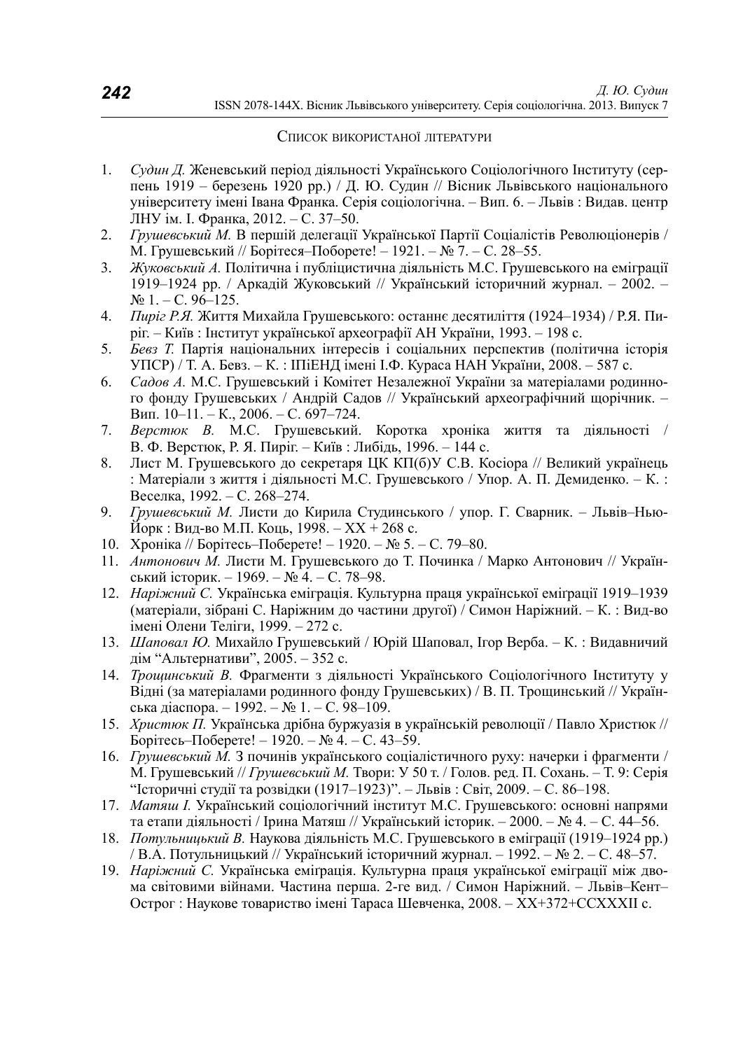## Список використаної літератури

1. *Судин Д.* Женевський період діяльності Українського Соціологічного Інституту (серпень 1919 – березень 1920 рр.) / Д. Ю. Судин // Вісник Львівського національного університету імені Івана Франка. Серія соціологічна. – Вип. 6. – Львів : Видав. центр ЛНУ ім. І. Франка, 2012. – С. 37–50.
2. *Грушевський М.* В першій делегації Української Партії Соціалістів Революціонерів / М. Грушевський // Борітеся–Поборете! – 1921. – № 7. – С. 28–55.
3. *Жуковський А.* Політична і публіцистична діяльність М.С. Грушевського на еміграції 1919–1924 рр. / Аркадій Жуковський // Український історичний журнал. – 2002. – № 1. – С. 96–125.
4. *Пиріг Р.Я.* Життя Михайла Грушевського: останнє десятиліття (1924–1934) / Р.Я. Пиріг. – Київ : Інститут української археографії АН України, 1993. – 198 с.
5. *Бевз Т.* Партія національних інтересів і соціальних перспектив (політична історія УПСР) / Т. А. Бевз. – К. : ІПіЕНД імені І.Ф. Кураса НАН України, 2008. – 587 с.
6. *Садов А.* М.С. Грушевський і Комітет Незалежної України за матеріалами родинного фонду Грушевських / Андрій Садов // Український археографічний щорічник. – Вип. 10–11. – К., 2006. – С. 697–724.
7. *Верстюк В.* М.С. Грушевський. Коротка хроніка життя та діяльності / В. Ф. Верстюк, Р. Я. Пиріг. – Київ : Либідь, 1996. – 144 с.
8. Лист М. Грушевського до секретаря ЦК КП(б)У С.В. Косіора // Великий українець : Матеріали з життя і діяльності М.С. Грушевського / Упор. А. П. Демиденко. – К. : Веселка, 1992. – С. 268–274.
9. *Грушевський М.* Листи до Кирила Студинського / упор. Г. Сварник. – Львів–Нью-Йорк : Вид-во М.П. Коць, 1998. – XX + 268 с.
10. Хроніка // Борітесь–Поберете! – 1920. – № 5. – С. 79–80.
11. *Антонович М.* Листи М. Грушевського до Т. Починка / Марко Антонович // Український історик. – 1969. – № 4. – С. 78–98.
12. *Наріжний С.* Українська еміграція. Культурна праця української еміграції 1919–1939 (матеріали, зібрані С. Наріжним до частини другої) / Симон Наріжний. – К. : Вид-во імені Олени Теліги, 1999. – 272 с.
13. *Шаповал Ю.* Михайло Грушевський / Юрій Шаповал, Ігор Верба. – К. : Видавничий дім "Альтернативи", 2005. – 352 с.
14. *Трощинський В.* Фрагменти з діяльності Українського Соціологічного Інституту у Відні (за матеріалами родинного фонду Грушевських) / В. П. Трощинський // Українська діаспора. – 1992. – № 1. – С. 98–109.
15. *Христюк П.* Українська дрібна буржуазія в українській революції / Павло Христюк // Борітесь–Поберете! – 1920. – № 4. – С. 43–59.
16. *Грушевський М.* З починів українського соціалістичного руху: начерки і фрагменти / М. Грушевський // *Грушевський М.* Твори: У 50 т. / Голов. ред. П. Сохань. – Т. 9: Серія "Історичні студії та розвідки (1917–1923)". – Львів : Світ, 2009. – С. 86–198.
17. *Матяш І.* Український соціологічний інститут М.С. Грушевського: основні напрями та етапи діяльності / Ірина Матяш // Український історик. – 2000. – № 4. – С. 44–56.
18. *Потульницький В.* Наукова діяльність М.С. Грушевського в еміграції (1919–1924 рр.) / В.А. Потульницький // Український історичний журнал. – 1992. – № 2. – С. 48–57.
19. *Наріжний С.* Українська еміграція. Культурна праця української еміграції між двома світовими війнами. Частина перша. 2-ге вид. / Симон Наріжний. – Львів–Кент–Острог : Наукове товариство імені Тараса Шевченка, 2008. – XX+372+CCXXXII с.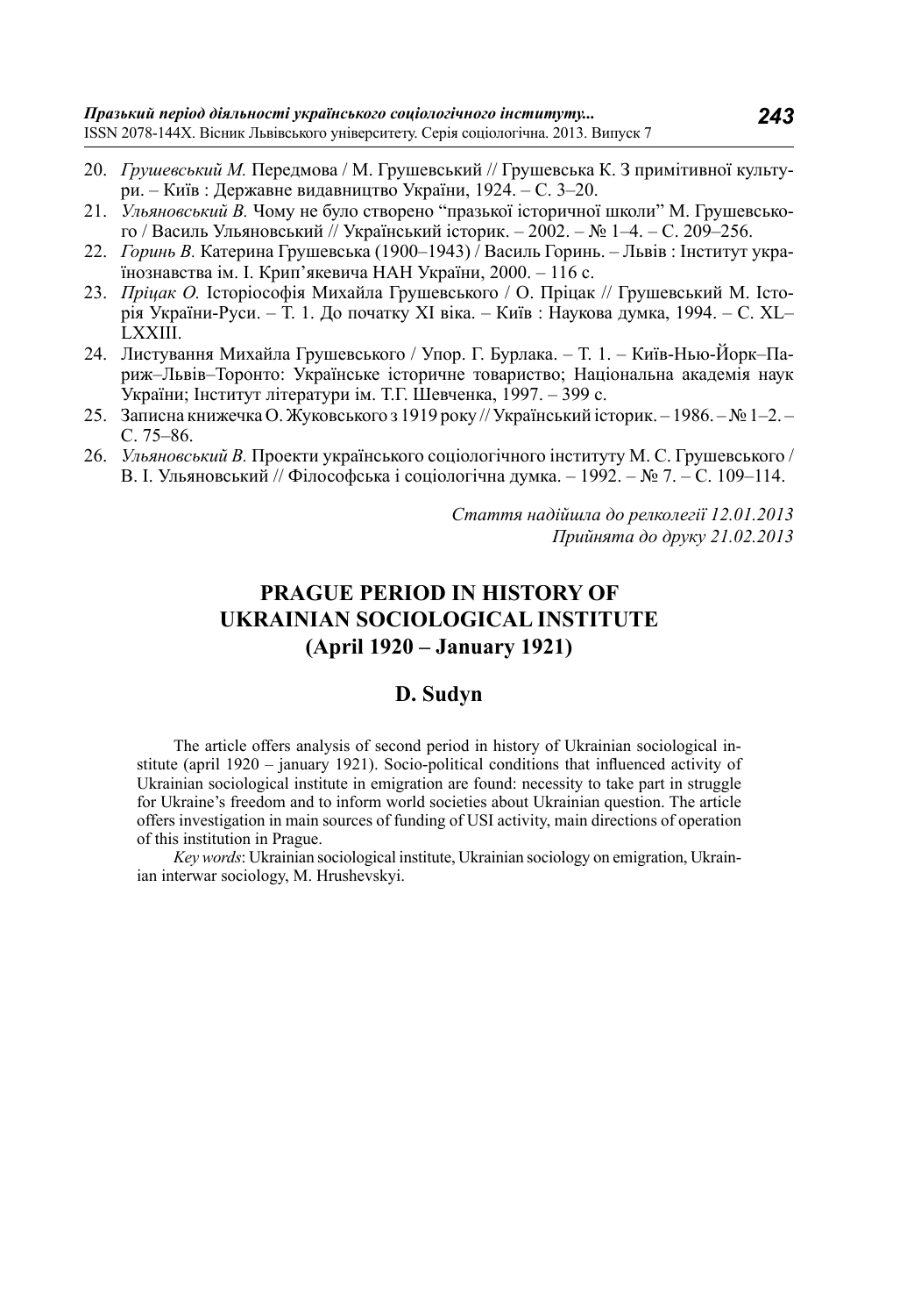20. *Грушевський М.* Передмова / М. Грушевський // Грушевська К. З примітивної культури. – Київ : Державне видавництво України, 1924. – С. 3–20.
21. *Ульяновський В.* Чому не було створено "празької історичної школи" М. Грушевського / Василь Ульяновський // Український історик. – 2002. – № 1–4. – С. 209–256.
22. *Горинь В.* Катерина Грушевська (1900–1943) / Василь Горинь. – Львів : Інститут українознавства ім. І. Крип'якевича НАН України, 2000. – 116 с.
23. *Пріцак О.* Історіософія Михайла Грушевського / О. Пріцак // Грушевський М. Історія України-Руси. – Т. 1. До початку XI віка. – Київ : Наукова думка, 1994. – С. XL–LXXIII.
24. Листування Михайла Грушевського / Упор. Г. Бурлака. – Т. 1. – Київ-Нью-Йорк–Париж–Львів–Торонто: Українське історичне товариство; Національна академія наук України; Інститут літератури ім. Т.Г. Шевченка, 1997. – 399 с.
25. Записна книжечка О. Жуковського з 1919 року // Український історик. – 1986. – № 1–2. – С. 75–86.
26. *Ульяновський В.* Проекти українського соціологічного інституту М. С. Грушевського / В. І. Ульяновський // Філософська і соціологічна думка. – 1992. – № 7. – С. 109–114.

*Стаття надійшла до релколегії 12.01.2013*
*Прийнята до друку 21.02.2013*

## PRAGUE PERIOD IN HISTORY OF UKRAINIAN SOCIOLOGICAL INSTITUTE (April 1920 – January 1921)

### D. Sudyn

The article offers analysis of second period in history of Ukrainian sociological institute (april 1920 – january 1921). Socio-political conditions that influenced activity of Ukrainian sociological institute in emigration are found: necessity to take part in struggle for Ukraine's freedom and to inform world societies about Ukrainian question. The article offers investigation in main sources of funding of USI activity, main directions of operation of this institution in Prague.

*Key words*: Ukrainian sociological institute, Ukrainian sociology on emigration, Ukrainian interwar sociology, M. Hrushevskyi.